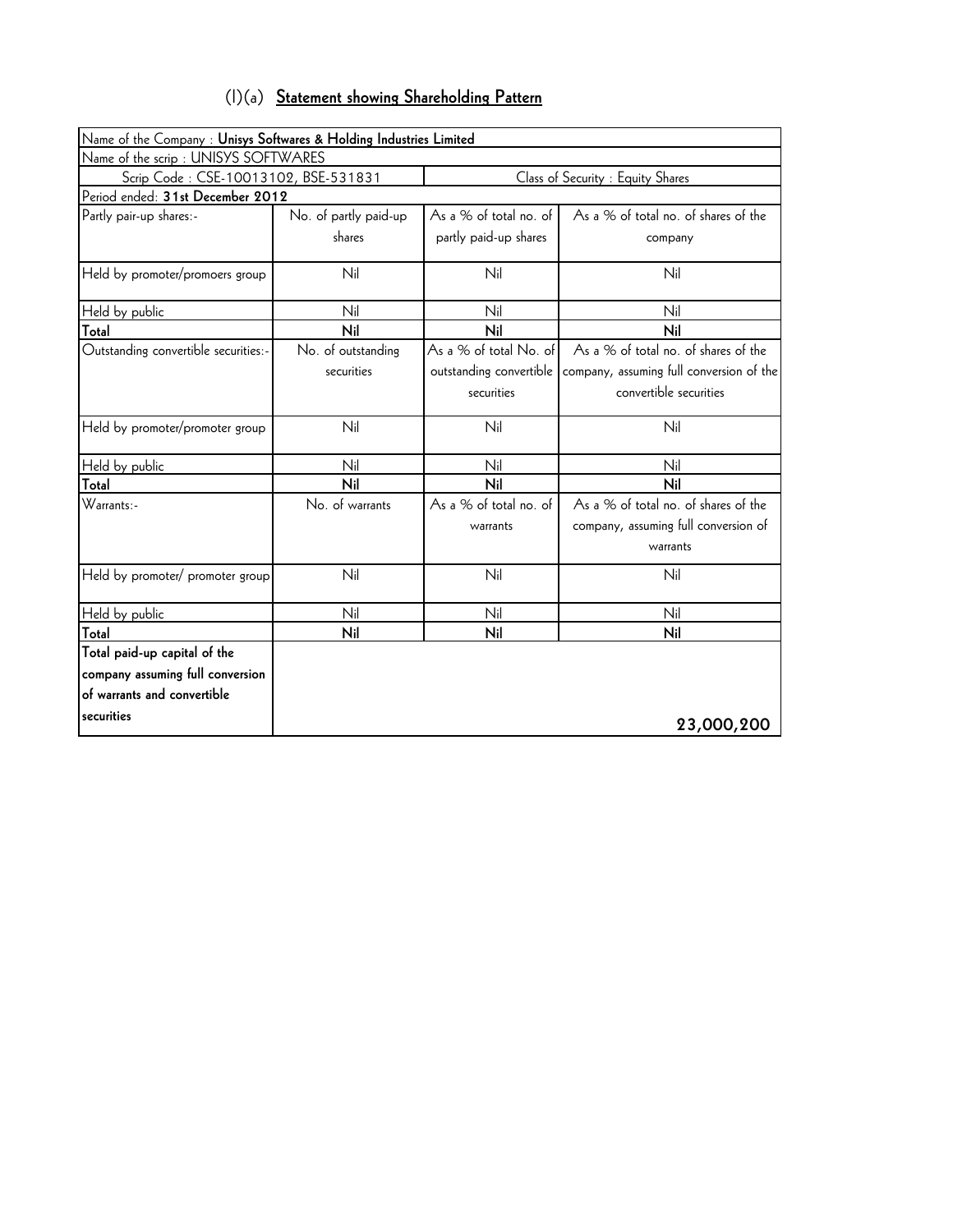## (I)(a) **Statement showing Shareholding Pattern**

| Name of the Company : **Unisys Softwares & Holding Industries Limited** | | | |
|---|---|---|---|
| Name of the scrip : UNISYS SOFTWARES | | | |
| Scrip Code : CSE-10013102, BSE-531831 | | Class of Security : Equity Shares | |
| Period ended: **31st December 2012** | | | |
| Partly pair-up shares:- | No. of partly paid-up shares | As a % of total no. of partly paid-up shares | As a % of total no. of shares of the company |
| Held by promoter/promoers group | Nil | Nil | Nil |
| Held by public | Nil | Nil | Nil |
| **Total** | **Nil** | **Nil** | **Nil** |
| Outstanding convertible securities:- | No. of outstanding securities | As a % of total No. of outstanding convertible securities | As a % of total no. of shares of the company, assuming full conversion of the convertible securities |
| Held by promoter/promoter group | Nil | Nil | Nil |
| Held by public | Nil | Nil | Nil |
| **Total** | **Nil** | **Nil** | **Nil** |
| Warrants:- | No. of warrants | As a % of total no. of warrants | As a % of total no. of shares of the company, assuming full conversion of warrants |
| Held by promoter/ promoter group | Nil | Nil | Nil |
| Held by public | Nil | Nil | Nil |
| **Total** | **Nil** | **Nil** | **Nil** |
| **Total paid-up capital of the company assuming full conversion of warrants and convertible securities** | | | **23,000,200** |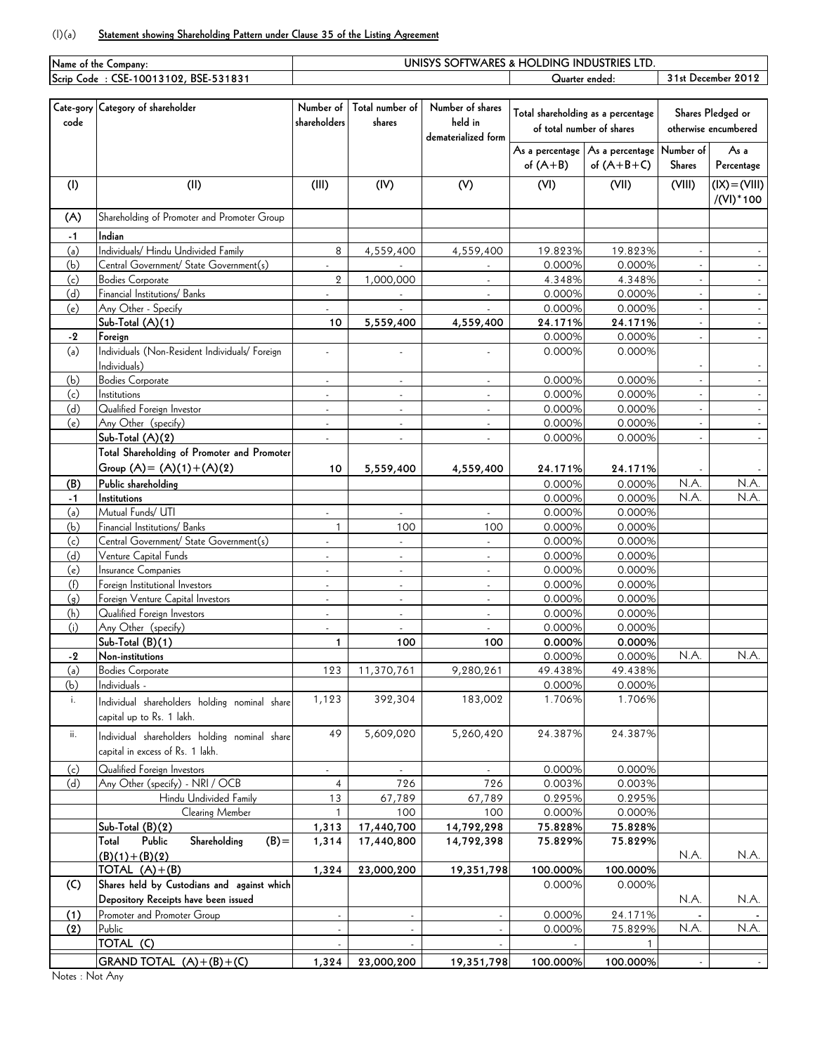(I)(a) **Statement showing Shareholding Pattern under Clause 35 of the Listing Agreement**

| Name of the Company: | UNISYS SOFTWARES & HOLDING INDUSTRIES LTD. | |
|---|---|---|
| Scrip Code : CSE-10013102, BSE-531831 | Quarter ended: | 31st December 2012 |

| Cate-gory code | Category of shareholder | Number of shareholders | Total number of shares | Number of shares held in dematerialized form | Total shareholding as a percentage of total number of shares | | Shares Pledged or otherwise encumbered | |
|---|---|---|---|---|---|---|---|---|
| | | | | | As a percentage of (A+B) | As a percentage of (A+B+C) | Number of Shares | As a Percentage |
| (I) | (II) | (III) | (IV) | (V) | (VI) | (VII) | (VIII) | (IX)=(VIII)/(VI)*100 |
| (A) | Shareholding of Promoter and Promoter Group | | | | | | | |
| -1 | Indian | | | | | | | |
| (a) | Individuals/ Hindu Undivided Family | 8 | 4,559,400 | 4,559,400 | 19.823% | 19.823% | - | - |
| (b) | Central Government/ State Government(s) | - | - | - | 0.000% | 0.000% | - | - |
| (c) | Bodies Corporate | 2 | 1,000,000 | - | 4.348% | 4.348% | - | - |
| (d) | Financial Institutions/ Banks | - | - | - | 0.000% | 0.000% | - | - |
| (e) | Any Other - Specify | - | - | - | 0.000% | 0.000% | - | - |
| | **Sub-Total (A)(1)** | **10** | **5,559,400** | **4,559,400** | **24.171%** | **24.171%** | - | - |
| -2 | **Foreign** | | | | 0.000% | 0.000% | - | - |
| (a) | Individuals (Non-Resident Individuals/ Foreign Individuals) | - | - | - | 0.000% | 0.000% | - | - |
| (b) | Bodies Corporate | - | - | - | 0.000% | 0.000% | - | - |
| (c) | Institutions | - | - | - | 0.000% | 0.000% | - | - |
| (d) | Qualified Foreign Investor | - | - | - | 0.000% | 0.000% | - | - |
| (e) | Any Other (specify) | - | - | - | 0.000% | 0.000% | - | - |
| | **Sub-Total (A)(2)** | - | - | - | 0.000% | 0.000% | - | - |
| | **Total Shareholding of Promoter and Promoter Group (A)= (A)(1)+(A)(2)** | **10** | **5,559,400** | **4,559,400** | **24.171%** | **24.171%** | - | - |
| **(B)** | **Public shareholding** | | | | 0.000% | 0.000% | N.A. | N.A. |
| -1 | **Institutions** | | | | 0.000% | 0.000% | N.A. | N.A. |
| (a) | Mutual Funds/ UTI | - | - | - | 0.000% | 0.000% | | |
| (b) | Financial Institutions/ Banks | 1 | 100 | 100 | 0.000% | 0.000% | | |
| (c) | Central Government/ State Government(s) | - | - | - | 0.000% | 0.000% | | |
| (d) | Venture Capital Funds | - | - | - | 0.000% | 0.000% | | |
| (e) | Insurance Companies | - | - | - | 0.000% | 0.000% | | |
| (f) | Foreign Institutional Investors | - | - | - | 0.000% | 0.000% | | |
| (g) | Foreign Venture Capital Investors | - | - | - | 0.000% | 0.000% | | |
| (h) | Qualified Foreign Investors | - | - | - | 0.000% | 0.000% | | |
| (i) | Any Other (specify) | - | - | - | 0.000% | 0.000% | | |
| | **Sub-Total (B)(1)** | **1** | **100** | **100** | **0.000%** | **0.000%** | | |
| -2 | **Non-institutions** | | | | 0.000% | 0.000% | N.A. | N.A. |
| (a) | Bodies Corporate | 123 | 11,370,761 | 9,280,261 | 49.438% | 49.438% | | |
| (b) | Individuals - | | | | 0.000% | 0.000% | | |
| i. | Individual shareholders holding nominal share capital up to Rs. 1 lakh. | 1,123 | 392,304 | 183,002 | 1.706% | 1.706% | | |
| ii. | Individual shareholders holding nominal share capital in excess of Rs. 1 lakh. | 49 | 5,609,020 | 5,260,420 | 24.387% | 24.387% | | |
| (c) | Qualified Foreign Investors | - | - | - | 0.000% | 0.000% | | |
| (d) | Any Other (specify) - NRI / OCB | 4 | 726 | 726 | 0.003% | 0.003% | | |
| | Hindu Undivided Family | 13 | 67,789 | 67,789 | 0.295% | 0.295% | | |
| | Clearing Member | 1 | 100 | 100 | 0.000% | 0.000% | | |
| | **Sub-Total (B)(2)** | **1,313** | **17,440,700** | **14,792,298** | **75.828%** | **75.828%** | | |
| | **Total Public Shareholding (B)= (B)(1)+(B)(2)** | **1,314** | **17,440,800** | **14,792,398** | **75.829%** | **75.829%** | N.A. | N.A. |
| | **TOTAL (A)+(B)** | **1,324** | **23,000,200** | **19,351,798** | **100.000%** | **100.000%** | | |
| **(C)** | **Shares held by Custodians and against which Depository Receipts have been issued** | | | | 0.000% | 0.000% | N.A. | N.A. |
| **(1)** | Promoter and Promoter Group | - | - | - | 0.000% | 24.171% | - | - |
| **(2)** | Public | - | - | - | 0.000% | 75.829% | N.A. | N.A. |
| | **TOTAL (C)** | - | - | - | - | 1 | | |
| | **GRAND TOTAL (A)+(B)+(C)** | **1,324** | **23,000,200** | **19,351,798** | **100.000%** | **100.000%** | - | - |

Notes : Not Any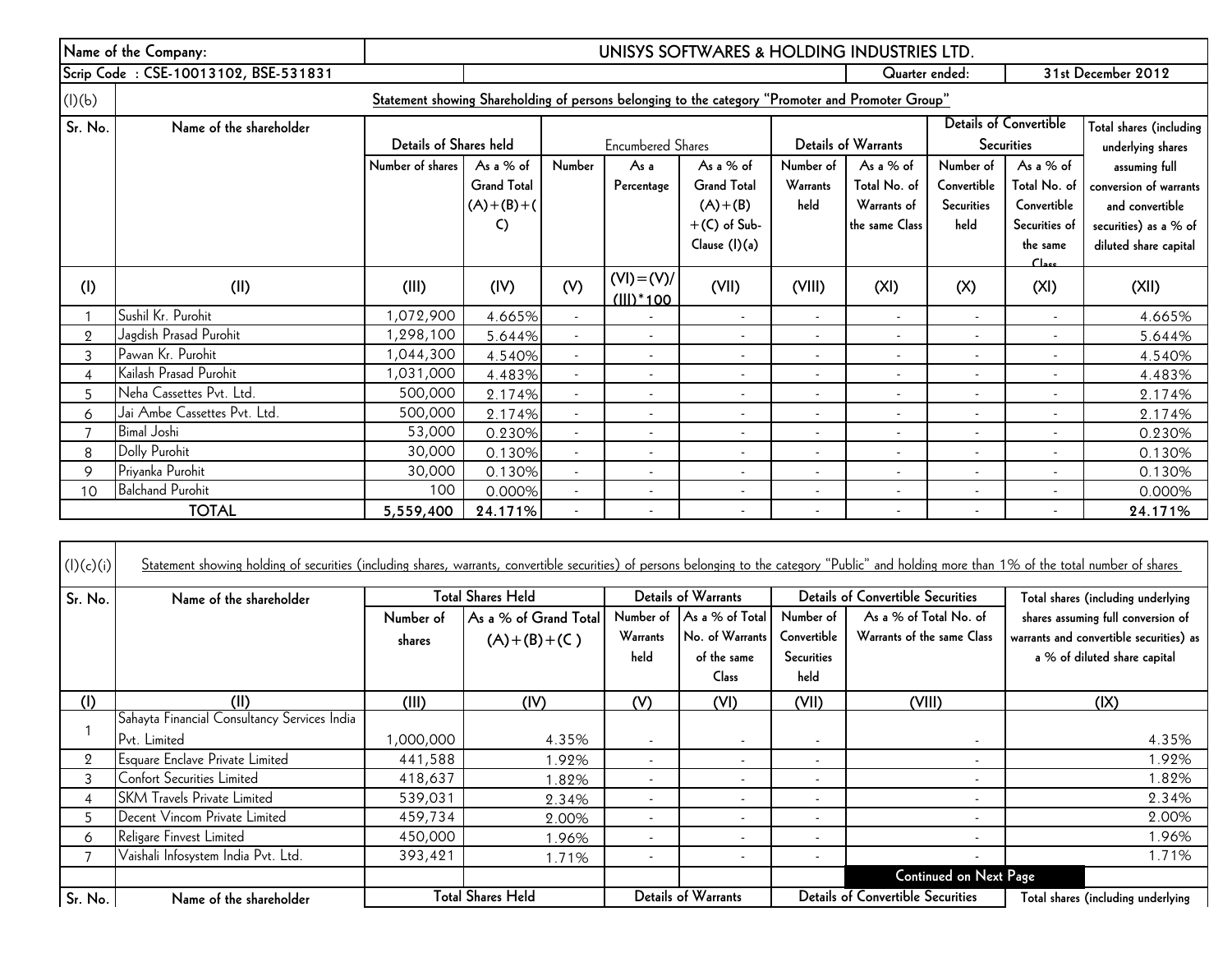| Name of the Company: | UNISYS SOFTWARES & HOLDING INDUSTRIES LTD. | | | | | | | | | |
|---|---|---|---|---|---|---|---|---|---|---|
| Scrip Code : CSE-10013102, BSE-531831 | | | | | | | Quarter ended: | | 31st December 2012 | |

**(I)(b) Statement showing Shareholding of persons belonging to the category "Promoter and Promoter Group"**

| Sr. No. | Name of the shareholder | Details of Shares held | | Encumbered Shares | | | Details of Warrants | | Details of Convertible Securities | | Total shares (including underlying shares assuming full conversion of warrants and convertible securities) as a % of diluted share capital |
|---|---|---|---|---|---|---|---|---|---|---|---|
| | | Number of shares | As a % of Grand Total (A)+(B)+(C) | Number | As a Percentage | As a % of Grand Total (A)+(B)+(C) of Sub-Clause (I)(a) | Number of Warrants held | As a % of Total No. of Warrants of the same Class | Number of Convertible Securities held | As a % of Total No. of Convertible Securities of the same Class | |
| (I) | (II) | (III) | (IV) | (V) | (VI)=(V)/(III)*100 | (VII) | (VIII) | (XI) | (X) | (XI) | (XII) |
| 1 | Sushil Kr. Purohit | 1,072,900 | 4.665% | - | - | - | - | - | - | - | 4.665% |
| 2 | Jagdish Prasad Purohit | 1,298,100 | 5.644% | - | - | - | - | - | - | - | 5.644% |
| 3 | Pawan Kr. Purohit | 1,044,300 | 4.540% | - | - | - | - | - | - | - | 4.540% |
| 4 | Kailash Prasad Purohit | 1,031,000 | 4.483% | - | - | - | - | - | - | - | 4.483% |
| 5 | Neha Cassettes Pvt. Ltd. | 500,000 | 2.174% | - | - | - | - | - | - | - | 2.174% |
| 6 | Jai Ambe Cassettes Pvt. Ltd. | 500,000 | 2.174% | - | - | - | - | - | - | - | 2.174% |
| 7 | Bimal Joshi | 53,000 | 0.230% | - | - | - | - | - | - | - | 0.230% |
| 8 | Dolly Purohit | 30,000 | 0.130% | - | - | - | - | - | - | - | 0.130% |
| 9 | Priyanka Purohit | 30,000 | 0.130% | - | - | - | - | - | - | - | 0.130% |
| 10 | Balchand Purohit | 100 | 0.000% | - | - | - | - | - | - | - | 0.000% |
| | **TOTAL** | **5,559,400** | **24.171%** | - | - | - | - | - | - | - | **24.171%** |

**(I)(c)(i) Statement showing holding of securities (including shares, warrants, convertible securities) of persons belonging to the category "Public" and holding more than 1% of the total number of shares**

| Sr. No. | Name of the shareholder | Total Shares Held | | Details of Warrants | | Details of Convertible Securities | | Total shares (including underlying shares assuming full conversion of warrants and convertible securities) as a % of diluted share capital |
|---|---|---|---|---|---|---|---|---|
| | | Number of shares | As a % of Grand Total (A)+(B)+(C) | Number of Warrants held | As a % of Total No. of Warrants of the same Class | Number of Convertible Securities held | As a % of Total No. of Warrants of the same Class | |
| (I) | (II) | (III) | (IV) | (V) | (VI) | (VII) | (VIII) | (IX) |
| 1 | Sahayta Financial Consultancy Services India Pvt. Limited | 1,000,000 | 4.35% | - | - | - | - | 4.35% |
| 2 | Esquare Enclave Private Limited | 441,588 | 1.92% | - | - | - | - | 1.92% |
| 3 | Confort Securities Limited | 418,637 | 1.82% | - | - | - | - | 1.82% |
| 4 | SKM Travels Private Limited | 539,031 | 2.34% | - | - | - | - | 2.34% |
| 5 | Decent Vincom Private Limited | 459,734 | 2.00% | - | - | - | - | 2.00% |
| 6 | Religare Finvest Limited | 450,000 | 1.96% | - | - | - | - | 1.96% |
| 7 | Vaishali Infosystem India Pvt. Ltd. | 393,421 | 1.71% | - | - | - | - | 1.71% |

**Continued on Next Page**

| Sr. No. | Name of the shareholder | Total Shares Held | Details of Warrants | Details of Convertible Securities | Total shares (including underlying |
|---|---|---|---|---|---|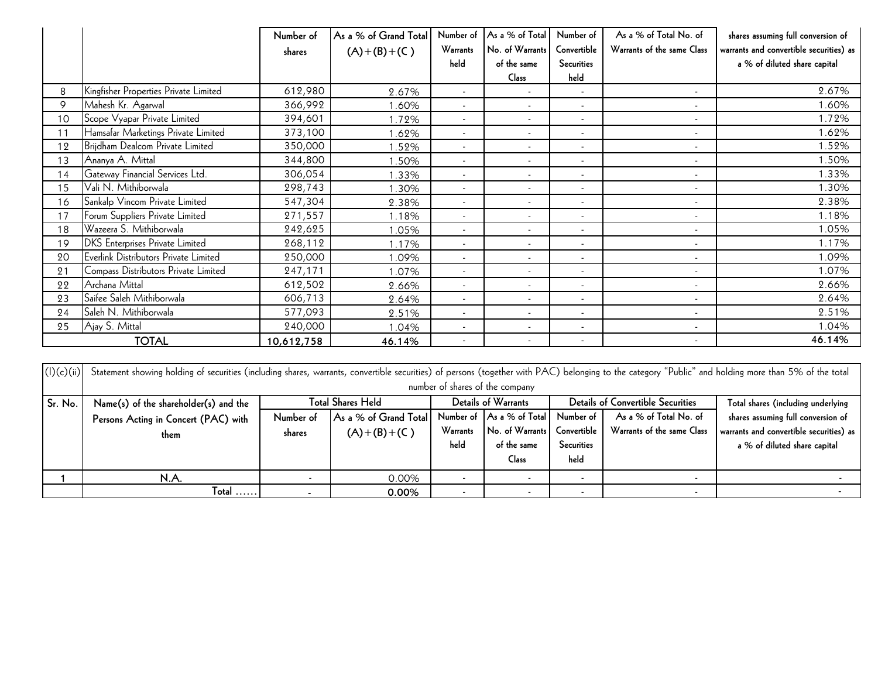| | | Number of shares | As a % of Grand Total (A)+(B)+(C ) | Number of Warrants held | As a % of Total No. of Warrants of the same Class | Number of Convertible Securities held | As a % of Total No. of Warrants of the same Class | shares assuming full conversion of warrants and convertible securities) as a % of diluted share capital |
|---|---|---|---|---|---|---|---|---|
| 8 | Kingfisher Properties Private Limited | 612,980 | 2.67% | - | - | - | - | 2.67% |
| 9 | Mahesh Kr. Agarwal | 366,992 | 1.60% | - | - | - | - | 1.60% |
| 10 | Scope Vyapar Private Limited | 394,601 | 1.72% | - | - | - | - | 1.72% |
| 11 | Hamsafar Marketings Private Limited | 373,100 | 1.62% | - | - | - | - | 1.62% |
| 12 | Brijdham Dealcom Private Limited | 350,000 | 1.52% | - | - | - | - | 1.52% |
| 13 | Ananya A. Mittal | 344,800 | 1.50% | - | - | - | - | 1.50% |
| 14 | Gateway Financial Services Ltd. | 306,054 | 1.33% | - | - | - | - | 1.33% |
| 15 | Vali N. Mithiborwala | 298,743 | 1.30% | - | - | - | - | 1.30% |
| 16 | Sankalp Vincom Private Limited | 547,304 | 2.38% | - | - | - | - | 2.38% |
| 17 | Forum Suppliers Private Limited | 271,557 | 1.18% | - | - | - | - | 1.18% |
| 18 | Wazeera S. Mithiborwala | 242,625 | 1.05% | - | - | - | - | 1.05% |
| 19 | DKS Enterprises Private Limited | 268,112 | 1.17% | - | - | - | - | 1.17% |
| 20 | Everlink Distributors Private Limited | 250,000 | 1.09% | - | - | - | - | 1.09% |
| 21 | Compass Distributors Private Limited | 247,171 | 1.07% | - | - | - | - | 1.07% |
| 22 | Archana Mittal | 612,502 | 2.66% | - | - | - | - | 2.66% |
| 23 | Saifee Saleh Mithiborwala | 606,713 | 2.64% | - | - | - | - | 2.64% |
| 24 | Saleh N. Mithiborwala | 577,093 | 2.51% | - | - | - | - | 2.51% |
| 25 | Ajay S. Mittal | 240,000 | 1.04% | - | - | - | - | 1.04% |
| | **TOTAL** | **10,612,758** | **46.14%** | - | - | - | - | **46.14%** |

(I)(c)(ii) Statement showing holding of securities (including shares, warrants, convertible securities) of persons (together with PAC) belonging to the category "Public" and holding more than 5% of the total number of shares of the company

| Sr. No. | Name(s) of the shareholder(s) and the Persons Acting in Concert (PAC) with them | Total Shares Held | | Details of Warrants | | Details of Convertible Securities | | Total shares (including underlying shares assuming full conversion of warrants and convertible securities) as a % of diluted share capital |
|---|---|---|---|---|---|---|---|---|
| | | Number of shares | As a % of Grand Total (A)+(B)+(C ) | Number of Warrants held | As a % of Total No. of Warrants of the same Class | Number of Convertible Securities held | As a % of Total No. of Warrants of the same Class | |
| 1 | N.A. | - | 0.00% | - | - | - | - | - |
| | Total ...... | - | 0.00% | - | - | - | - | - |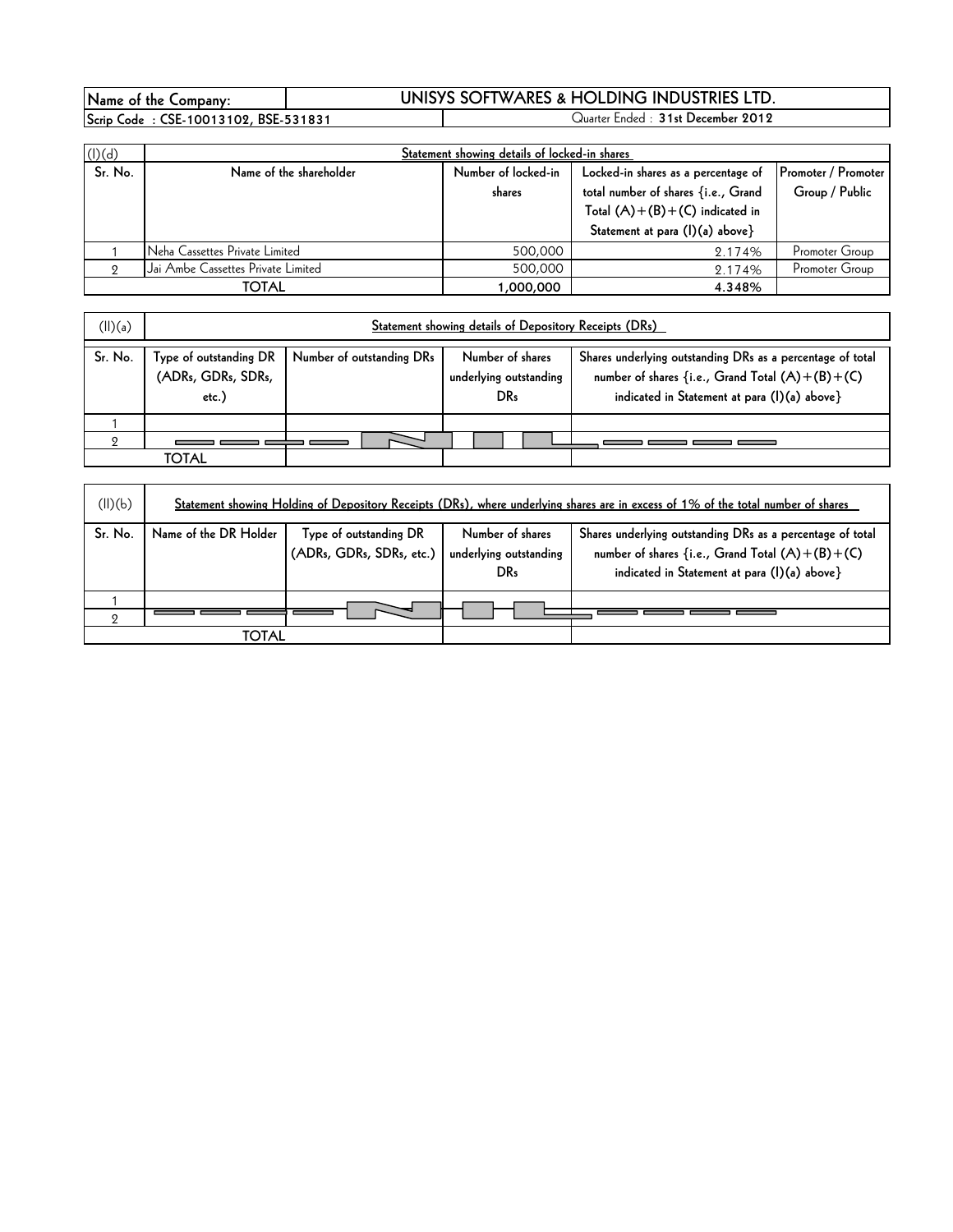| Name of the Company: | UNISYS SOFTWARES & HOLDING INDUSTRIES LTD. |
|---|---|
| Scrip Code : CSE-10013102, BSE-531831 | Quarter Ended : **31st December 2012** |

| (I)(d) | Statement showing details of locked-in shares | | | |
|---|---|---|---|---|
| Sr. No. | Name of the shareholder | Number of locked-in shares | Locked-in shares as a percentage of total number of shares {i.e., Grand Total (A)+(B)+(C) indicated in Statement at para (I)(a) above} | Promoter / Promoter Group / Public |
| 1 | Neha Cassettes Private Limited | 500,000 | 2.174% | Promoter Group |
| 2 | Jai Ambe Cassettes Private Limited | 500,000 | 2.174% | Promoter Group |
| TOTAL | | **1,000,000** | **4.348%** | |

| (II)(a) | Statement showing details of Depository Receipts (DRs) | | | |
|---|---|---|---|---|
| Sr. No. | Type of outstanding DR (ADRs, GDRs, SDRs, etc.) | Number of outstanding DRs | Number of shares underlying outstanding DRs | Shares underlying outstanding DRs as a percentage of total number of shares {i.e., Grand Total (A)+(B)+(C) indicated in Statement at para (I)(a) above} |
| 1 | | | | |
| 2 | | | | |
| TOTAL | | | | |

| (II)(b) | Statement showing Holding of Depository Receipts (DRs), where underlying shares are in excess of 1% of the total number of shares | | | |
|---|---|---|---|---|
| Sr. No. | Name of the DR Holder | Type of outstanding DR (ADRs, GDRs, SDRs, etc.) | Number of shares underlying outstanding DRs | Shares underlying outstanding DRs as a percentage of total number of shares {i.e., Grand Total (A)+(B)+(C) indicated in Statement at para (I)(a) above} |
| 1 | | | | |
| 2 | | | | |
| TOTAL | | | | |